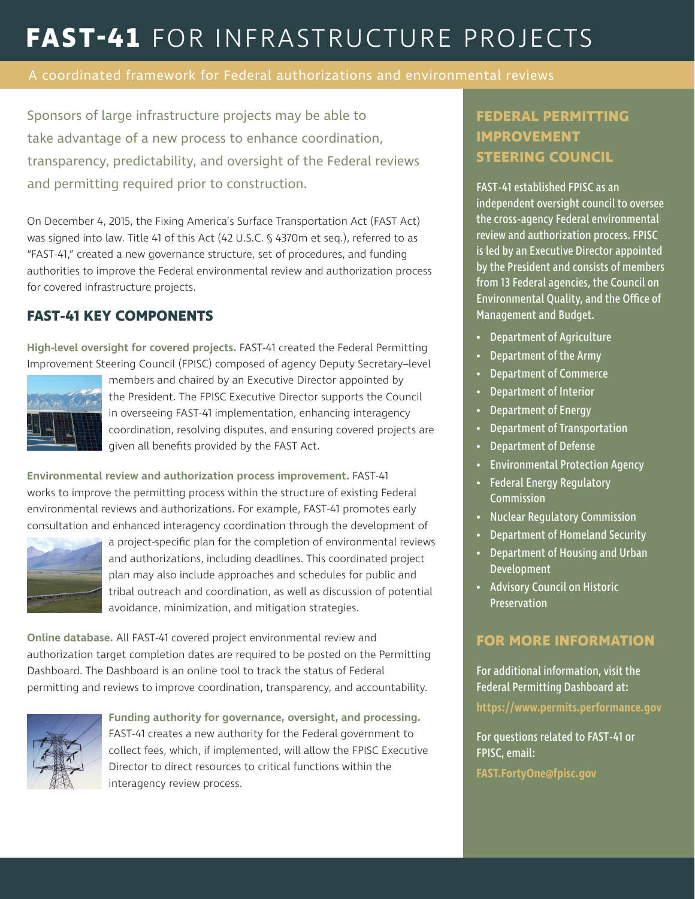# FAST-41 FOR INFRASTRUCTURE PROJECTS

A coordinated framework for Federal authorizations and environmental reviews

Sponsors of large infrastructure projects may be able to take advantage of a new process to enhance coordination, transparency, predictability, and oversight of the Federal reviews and permitting required prior to construction.

On December 4, 2015, the Fixing America's Surface Transportation Act (FAST Act) was signed into law. Title 41 of this Act (42 U.S.C. § 4370m et seq.), referred to as "FAST-41," created a new governance structure, set of procedures, and funding authorities to improve the Federal environmental review and authorization process for covered infrastructure projects.

## FAST-41 KEY COMPONENTS

**High-level oversight for covered projects.** FAST-41 created the Federal Permitting Improvement Steering Council (FPISC) composed of agency Deputy Secretary–level members and chaired by an Executive Director appointed by the President. The FPISC Executive Director supports the Council in overseeing FAST-41 implementation, enhancing interagency coordination, resolving disputes, and ensuring covered projects are given all benefits provided by the FAST Act.

**Environmental review and authorization process improvement.** FAST-41 works to improve the permitting process within the structure of existing Federal environmental reviews and authorizations. For example, FAST-41 promotes early consultation and enhanced interagency coordination through the development of a project-specific plan for the completion of environmental reviews and authorizations, including deadlines. This coordinated project plan may also include approaches and schedules for public and tribal outreach and coordination, as well as discussion of potential avoidance, minimization, and mitigation strategies.

**Online database.** All FAST-41 covered project environmental review and authorization target completion dates are required to be posted on the Permitting Dashboard. The Dashboard is an online tool to track the status of Federal permitting and reviews to improve coordination, transparency, and accountability.

**Funding authority for governance, oversight, and processing.** FAST-41 creates a new authority for the Federal government to collect fees, which, if implemented, will allow the FPISC Executive Director to direct resources to critical functions within the interagency review process.

## FEDERAL PERMITTING IMPROVEMENT STEERING COUNCIL

FAST-41 established FPISC as an independent oversight council to oversee the cross-agency Federal environmental review and authorization process. FPISC is led by an Executive Director appointed by the President and consists of members from 13 Federal agencies, the Council on Environmental Quality, and the Office of Management and Budget.

- Department of Agriculture
- Department of the Army
- Department of Commerce
- Department of Interior
- Department of Energy
- Department of Transportation
- Department of Defense
- Environmental Protection Agency
- Federal Energy Regulatory Commission
- Nuclear Regulatory Commission
- Department of Homeland Security
- Department of Housing and Urban Development
- Advisory Council on Historic Preservation

## FOR MORE INFORMATION

For additional information, visit the Federal Permitting Dashboard at:

**https://www.permits.performance.gov**

For questions related to FAST-41 or FPISC, email:

**FAST.FortyOne@fpisc.gov**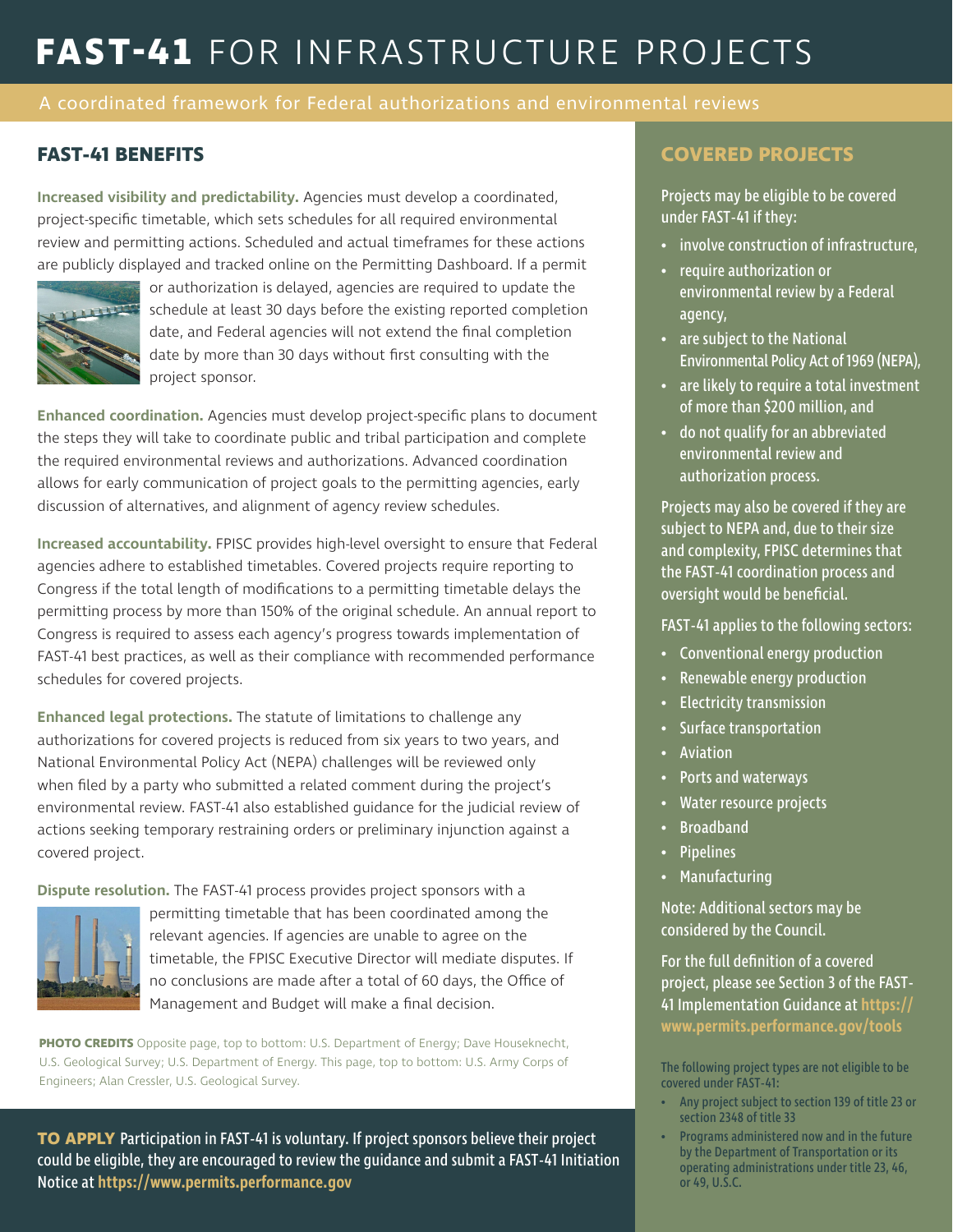# FAST-41 FOR INFRASTRUCTURE PROJECTS

A coordinated framework for Federal authorizations and environmental reviews

## FAST-41 BENEFITS

**Increased visibility and predictability.** Agencies must develop a coordinated, project-specific timetable, which sets schedules for all required environmental review and permitting actions. Scheduled and actual timeframes for these actions are publicly displayed and tracked online on the Permitting Dashboard. If a permit or authorization is delayed, agencies are required to update the schedule at least 30 days before the existing reported completion date, and Federal agencies will not extend the final completion date by more than 30 days without first consulting with the project sponsor.

**Enhanced coordination.** Agencies must develop project-specific plans to document the steps they will take to coordinate public and tribal participation and complete the required environmental reviews and authorizations. Advanced coordination allows for early communication of project goals to the permitting agencies, early discussion of alternatives, and alignment of agency review schedules.

**Increased accountability.** FPISC provides high-level oversight to ensure that Federal agencies adhere to established timetables. Covered projects require reporting to Congress if the total length of modifications to a permitting timetable delays the permitting process by more than 150% of the original schedule. An annual report to Congress is required to assess each agency's progress towards implementation of FAST-41 best practices, as well as their compliance with recommended performance schedules for covered projects.

**Enhanced legal protections.** The statute of limitations to challenge any authorizations for covered projects is reduced from six years to two years, and National Environmental Policy Act (NEPA) challenges will be reviewed only when filed by a party who submitted a related comment during the project's environmental review. FAST-41 also established guidance for the judicial review of actions seeking temporary restraining orders or preliminary injunction against a covered project.

**Dispute resolution.** The FAST-41 process provides project sponsors with a permitting timetable that has been coordinated among the relevant agencies. If agencies are unable to agree on the timetable, the FPISC Executive Director will mediate disputes. If no conclusions are made after a total of 60 days, the Office of Management and Budget will make a final decision.

**PHOTO CREDITS** Opposite page, top to bottom: U.S. Department of Energy; Dave Houseknecht, U.S. Geological Survey; U.S. Department of Energy. This page, top to bottom: U.S. Army Corps of Engineers; Alan Cressler, U.S. Geological Survey.

## COVERED PROJECTS

Projects may be eligible to be covered under FAST-41 if they:

- involve construction of infrastructure,
- require authorization or environmental review by a Federal agency,
- are subject to the National Environmental Policy Act of 1969 (NEPA),
- are likely to require a total investment of more than $200 million, and
- do not qualify for an abbreviated environmental review and authorization process.

Projects may also be covered if they are subject to NEPA and, due to their size and complexity, FPISC determines that the FAST-41 coordination process and oversight would be beneficial.

FAST-41 applies to the following sectors:

- Conventional energy production
- Renewable energy production
- Electricity transmission
- Surface transportation
- Aviation
- Ports and waterways
- Water resource projects
- Broadband
- Pipelines
- Manufacturing

Note: Additional sectors may be considered by the Council.

For the full definition of a covered project, please see Section 3 of the FAST-41 Implementation Guidance at **https://www.permits.performance.gov/tools**

The following project types are not eligible to be covered under FAST-41:

- Any project subject to section 139 of title 23 or section 2348 of title 33
- Programs administered now and in the future by the Department of Transportation or its operating administrations under title 23, 46, or 49, U.S.C.

**TO APPLY** Participation in FAST-41 is voluntary. If project sponsors believe their project could be eligible, they are encouraged to review the guidance and submit a FAST-41 Initiation Notice at **https://www.permits.performance.gov**